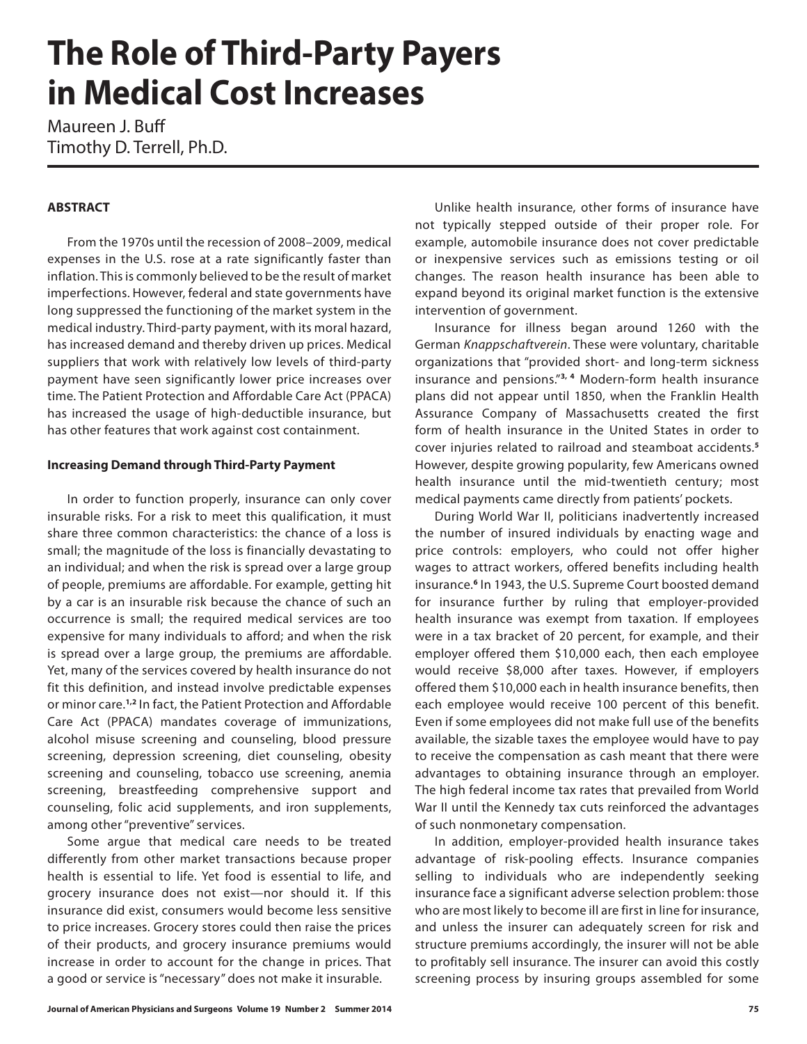# The Role of Third-Party Payers in Medical Cost Increases

Maureen J. Buff
Timothy D. Terrell, Ph.D.

### ABSTRACT

From the 1970s until the recession of 2008–2009, medical expenses in the U.S. rose at a rate significantly faster than inflation. This is commonly believed to be the result of market imperfections. However, federal and state governments have long suppressed the functioning of the market system in the medical industry. Third-party payment, with its moral hazard, has increased demand and thereby driven up prices. Medical suppliers that work with relatively low levels of third-party payment have seen significantly lower price increases over time. The Patient Protection and Affordable Care Act (PPACA) has increased the usage of high-deductible insurance, but has other features that work against cost containment.

### Increasing Demand through Third-Party Payment

In order to function properly, insurance can only cover insurable risks. For a risk to meet this qualification, it must share three common characteristics: the chance of a loss is small; the magnitude of the loss is financially devastating to an individual; and when the risk is spread over a large group of people, premiums are affordable. For example, getting hit by a car is an insurable risk because the chance of such an occurrence is small; the required medical services are too expensive for many individuals to afford; and when the risk is spread over a large group, the premiums are affordable. Yet, many of the services covered by health insurance do not fit this definition, and instead involve predictable expenses or minor care.[1,2] In fact, the Patient Protection and Affordable Care Act (PPACA) mandates coverage of immunizations, alcohol misuse screening and counseling, blood pressure screening, depression screening, diet counseling, obesity screening and counseling, tobacco use screening, anemia screening, breastfeeding comprehensive support and counseling, folic acid supplements, and iron supplements, among other "preventive" services.

Some argue that medical care needs to be treated differently from other market transactions because proper health is essential to life. Yet food is essential to life, and grocery insurance does not exist—nor should it. If this insurance did exist, consumers would become less sensitive to price increases. Grocery stores could then raise the prices of their products, and grocery insurance premiums would increase in order to account for the change in prices. That a good or service is "necessary" does not make it insurable.

Unlike health insurance, other forms of insurance have not typically stepped outside of their proper role. For example, automobile insurance does not cover predictable or inexpensive services such as emissions testing or oil changes. The reason health insurance has been able to expand beyond its original market function is the extensive intervention of government.

Insurance for illness began around 1260 with the German *Knappschaftverein*. These were voluntary, charitable organizations that "provided short- and long-term sickness insurance and pensions."[3,4] Modern-form health insurance plans did not appear until 1850, when the Franklin Health Assurance Company of Massachusetts created the first form of health insurance in the United States in order to cover injuries related to railroad and steamboat accidents.[5] However, despite growing popularity, few Americans owned health insurance until the mid-twentieth century; most medical payments came directly from patients' pockets.

During World War II, politicians inadvertently increased the number of insured individuals by enacting wage and price controls: employers, who could not offer higher wages to attract workers, offered benefits including health insurance.[6] In 1943, the U.S. Supreme Court boosted demand for insurance further by ruling that employer-provided health insurance was exempt from taxation. If employees were in a tax bracket of 20 percent, for example, and their employer offered them $10,000 each, then each employee would receive $8,000 after taxes. However, if employers offered them $10,000 each in health insurance benefits, then each employee would receive 100 percent of this benefit. Even if some employees did not make full use of the benefits available, the sizable taxes the employee would have to pay to receive the compensation as cash meant that there were advantages to obtaining insurance through an employer. The high federal income tax rates that prevailed from World War II until the Kennedy tax cuts reinforced the advantages of such nonmonetary compensation.

In addition, employer-provided health insurance takes advantage of risk-pooling effects. Insurance companies selling to individuals who are independently seeking insurance face a significant adverse selection problem: those who are most likely to become ill are first in line for insurance, and unless the insurer can adequately screen for risk and structure premiums accordingly, the insurer will not be able to profitably sell insurance. The insurer can avoid this costly screening process by insuring groups assembled for some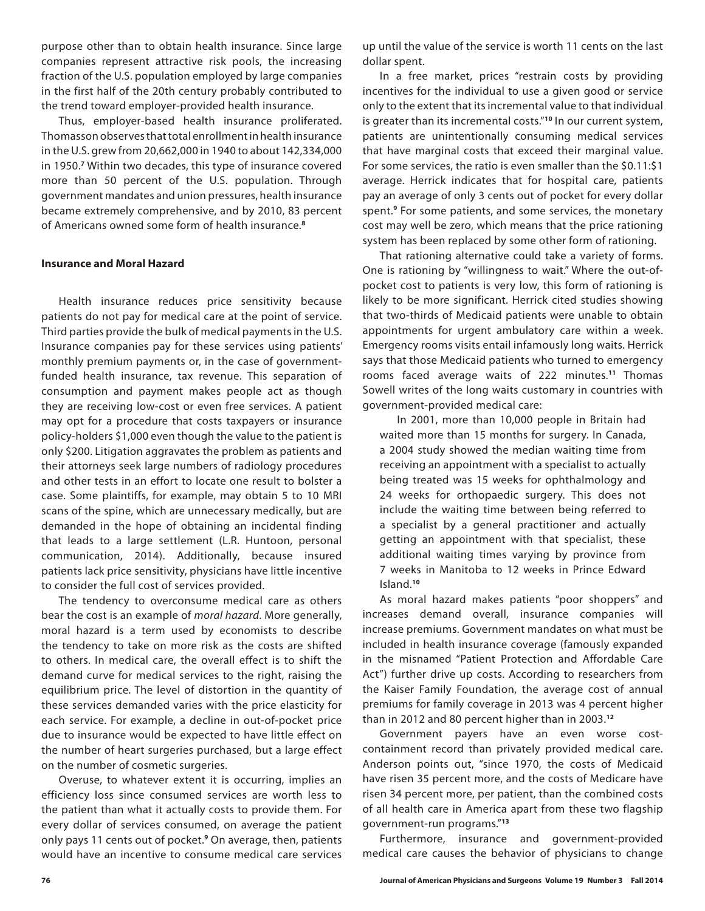purpose other than to obtain health insurance. Since large companies represent attractive risk pools, the increasing fraction of the U.S. population employed by large companies in the first half of the 20th century probably contributed to the trend toward employer-provided health insurance.

Thus, employer-based health insurance proliferated. Thomasson observes that total enrollment in health insurance in the U.S. grew from 20,662,000 in 1940 to about 142,334,000 in 1950.[7] Within two decades, this type of insurance covered more than 50 percent of the U.S. population. Through government mandates and union pressures, health insurance became extremely comprehensive, and by 2010, 83 percent of Americans owned some form of health insurance.[8]

### Insurance and Moral Hazard

Health insurance reduces price sensitivity because patients do not pay for medical care at the point of service. Third parties provide the bulk of medical payments in the U.S. Insurance companies pay for these services using patients' monthly premium payments or, in the case of government-funded health insurance, tax revenue. This separation of consumption and payment makes people act as though they are receiving low-cost or even free services. A patient may opt for a procedure that costs taxpayers or insurance policy-holders $1,000 even though the value to the patient is only $200. Litigation aggravates the problem as patients and their attorneys seek large numbers of radiology procedures and other tests in an effort to locate one result to bolster a case. Some plaintiffs, for example, may obtain 5 to 10 MRI scans of the spine, which are unnecessary medically, but are demanded in the hope of obtaining an incidental finding that leads to a large settlement (L.R. Huntoon, personal communication, 2014). Additionally, because insured patients lack price sensitivity, physicians have little incentive to consider the full cost of services provided.

The tendency to overconsume medical care as others bear the cost is an example of *moral hazard*. More generally, moral hazard is a term used by economists to describe the tendency to take on more risk as the costs are shifted to others. In medical care, the overall effect is to shift the demand curve for medical services to the right, raising the equilibrium price. The level of distortion in the quantity of these services demanded varies with the price elasticity for each service. For example, a decline in out-of-pocket price due to insurance would be expected to have little effect on the number of heart surgeries purchased, but a large effect on the number of cosmetic surgeries.

Overuse, to whatever extent it is occurring, implies an efficiency loss since consumed services are worth less to the patient than what it actually costs to provide them. For every dollar of services consumed, on average the patient only pays 11 cents out of pocket.[9] On average, then, patients would have an incentive to consume medical care services up until the value of the service is worth 11 cents on the last dollar spent.

In a free market, prices "restrain costs by providing incentives for the individual to use a given good or service only to the extent that its incremental value to that individual is greater than its incremental costs."[10] In our current system, patients are unintentionally consuming medical services that have marginal costs that exceed their marginal value. For some services, the ratio is even smaller than the $0.11:$1 average. Herrick indicates that for hospital care, patients pay an average of only 3 cents out of pocket for every dollar spent.[9] For some patients, and some services, the monetary cost may well be zero, which means that the price rationing system has been replaced by some other form of rationing.

That rationing alternative could take a variety of forms. One is rationing by "willingness to wait." Where the out-of-pocket cost to patients is very low, this form of rationing is likely to be more significant. Herrick cited studies showing that two-thirds of Medicaid patients were unable to obtain appointments for urgent ambulatory care within a week. Emergency rooms visits entail infamously long waits. Herrick says that those Medicaid patients who turned to emergency rooms faced average waits of 222 minutes.[11] Thomas Sowell writes of the long waits customary in countries with government-provided medical care:

> In 2001, more than 10,000 people in Britain had waited more than 15 months for surgery. In Canada, a 2004 study showed the median waiting time from receiving an appointment with a specialist to actually being treated was 15 weeks for ophthalmology and 24 weeks for orthopaedic surgery. This does not include the waiting time between being referred to a specialist by a general practitioner and actually getting an appointment with that specialist, these additional waiting times varying by province from 7 weeks in Manitoba to 12 weeks in Prince Edward Island.[10]

As moral hazard makes patients "poor shoppers" and increases demand overall, insurance companies will increase premiums. Government mandates on what must be included in health insurance coverage (famously expanded in the misnamed "Patient Protection and Affordable Care Act") further drive up costs. According to researchers from the Kaiser Family Foundation, the average cost of annual premiums for family coverage in 2013 was 4 percent higher than in 2012 and 80 percent higher than in 2003.[12]

Government payers have an even worse cost-containment record than privately provided medical care. Anderson points out, "since 1970, the costs of Medicaid have risen 35 percent more, and the costs of Medicare have risen 34 percent more, per patient, than the combined costs of all health care in America apart from these two flagship government-run programs."[13]

Furthermore, insurance and government-provided medical care causes the behavior of physicians to change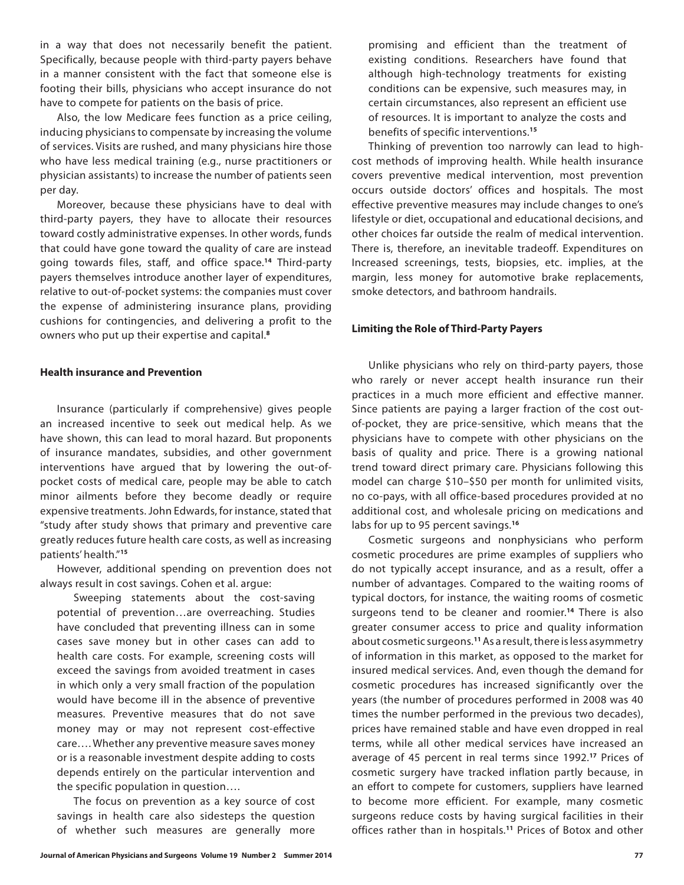in a way that does not necessarily benefit the patient. Specifically, because people with third-party payers behave in a manner consistent with the fact that someone else is footing their bills, physicians who accept insurance do not have to compete for patients on the basis of price.

Also, the low Medicare fees function as a price ceiling, inducing physicians to compensate by increasing the volume of services. Visits are rushed, and many physicians hire those who have less medical training (e.g., nurse practitioners or physician assistants) to increase the number of patients seen per day.

Moreover, because these physicians have to deal with third-party payers, they have to allocate their resources toward costly administrative expenses. In other words, funds that could have gone toward the quality of care are instead going towards files, staff, and office space.[14] Third-party payers themselves introduce another layer of expenditures, relative to out-of-pocket systems: the companies must cover the expense of administering insurance plans, providing cushions for contingencies, and delivering a profit to the owners who put up their expertise and capital.[8]

### Health insurance and Prevention

Insurance (particularly if comprehensive) gives people an increased incentive to seek out medical help. As we have shown, this can lead to moral hazard. But proponents of insurance mandates, subsidies, and other government interventions have argued that by lowering the out-of-pocket costs of medical care, people may be able to catch minor ailments before they become deadly or require expensive treatments. John Edwards, for instance, stated that "study after study shows that primary and preventive care greatly reduces future health care costs, as well as increasing patients' health."[15]

However, additional spending on prevention does not always result in cost savings. Cohen et al. argue:

> Sweeping statements about the cost-saving potential of prevention…are overreaching. Studies have concluded that preventing illness can in some cases save money but in other cases can add to health care costs. For example, screening costs will exceed the savings from avoided treatment in cases in which only a very small fraction of the population would have become ill in the absence of preventive measures. Preventive measures that do not save money may or may not represent cost-effective care…. Whether any preventive measure saves money or is a reasonable investment despite adding to costs depends entirely on the particular intervention and the specific population in question….
>
> The focus on prevention as a key source of cost savings in health care also sidesteps the question of whether such measures are generally more promising and efficient than the treatment of existing conditions. Researchers have found that although high-technology treatments for existing conditions can be expensive, such measures may, in certain circumstances, also represent an efficient use of resources. It is important to analyze the costs and benefits of specific interventions.[15]

Thinking of prevention too narrowly can lead to high-cost methods of improving health. While health insurance covers preventive medical intervention, most prevention occurs outside doctors' offices and hospitals. The most effective preventive measures may include changes to one's lifestyle or diet, occupational and educational decisions, and other choices far outside the realm of medical intervention. There is, therefore, an inevitable tradeoff. Expenditures on Increased screenings, tests, biopsies, etc. implies, at the margin, less money for automotive brake replacements, smoke detectors, and bathroom handrails.

### Limiting the Role of Third-Party Payers

Unlike physicians who rely on third-party payers, those who rarely or never accept health insurance run their practices in a much more efficient and effective manner. Since patients are paying a larger fraction of the cost out-of-pocket, they are price-sensitive, which means that the physicians have to compete with other physicians on the basis of quality and price. There is a growing national trend toward direct primary care. Physicians following this model can charge $10–$50 per month for unlimited visits, no co-pays, with all office-based procedures provided at no additional cost, and wholesale pricing on medications and labs for up to 95 percent savings.[16]

Cosmetic surgeons and nonphysicians who perform cosmetic procedures are prime examples of suppliers who do not typically accept insurance, and as a result, offer a number of advantages. Compared to the waiting rooms of typical doctors, for instance, the waiting rooms of cosmetic surgeons tend to be cleaner and roomier.[14] There is also greater consumer access to price and quality information about cosmetic surgeons.[11] As a result, there is less asymmetry of information in this market, as opposed to the market for insured medical services. And, even though the demand for cosmetic procedures has increased significantly over the years (the number of procedures performed in 2008 was 40 times the number performed in the previous two decades), prices have remained stable and have even dropped in real terms, while all other medical services have increased an average of 45 percent in real terms since 1992.[17] Prices of cosmetic surgery have tracked inflation partly because, in an effort to compete for customers, suppliers have learned to become more efficient. For example, many cosmetic surgeons reduce costs by having surgical facilities in their offices rather than in hospitals.[11] Prices of Botox and other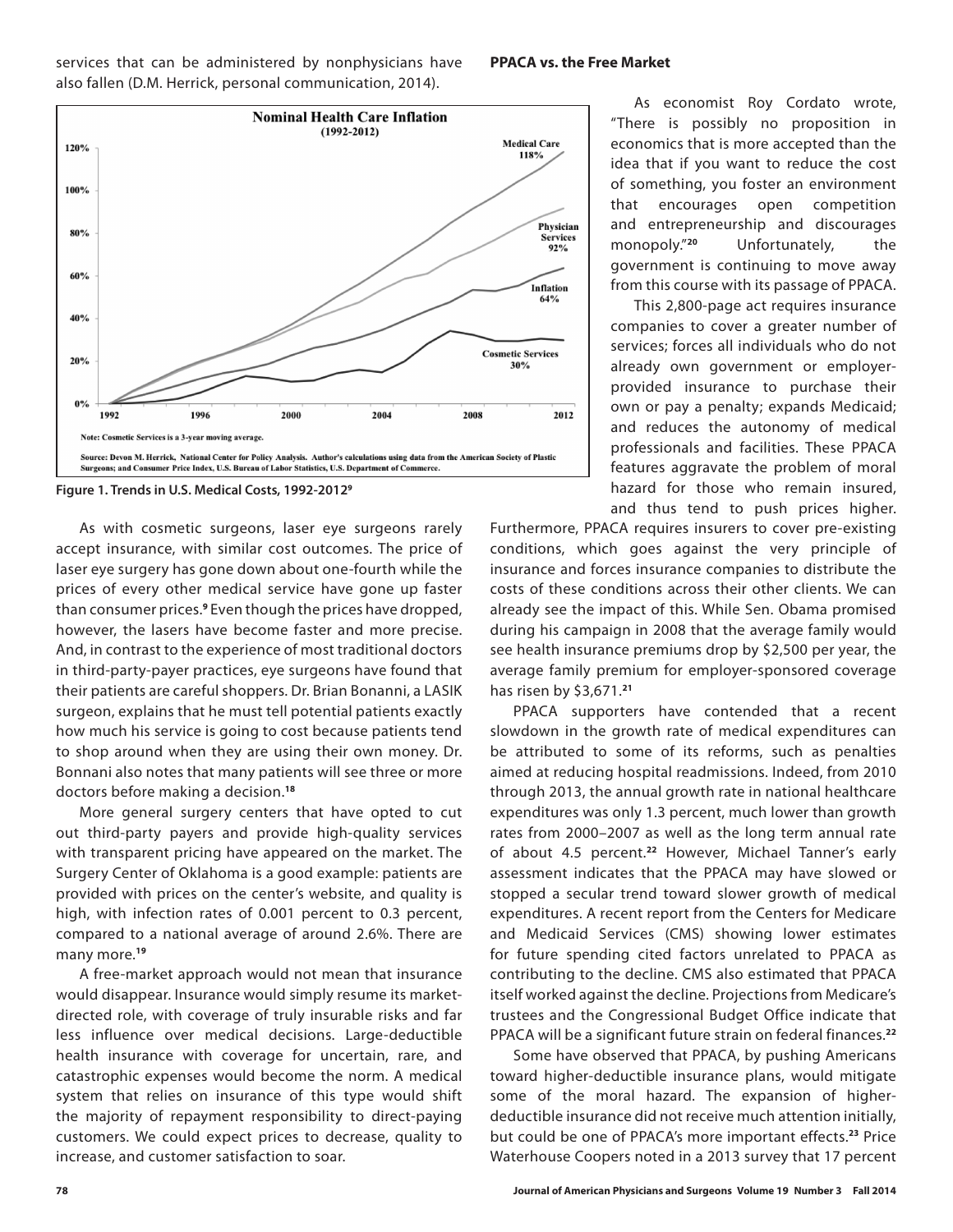services that can be administered by nonphysicians have also fallen (D.M. Herrick, personal communication, 2014).

Nominal Health Care Inflation
(1992-2012)

120%
100%
80%
60%
40%
20%
0%

1992
1996
2000
2004
2008
2012

Medical Care 118%

Physician Services 92%

Inflation 64%

Cosmetic Services 30%

Note: Cosmetic Services is a 3-year moving average.

Source: Devon M. Herrick, National Center for Policy Analysis. Author's calculations using data from the American Society of Plastic Surgeons; and Consumer Price Index, U.S. Bureau of Labor Statistics, U.S. Department of Commerce.

**Figure 1. Trends in U.S. Medical Costs, 1992-2012**[9]

As with cosmetic surgeons, laser eye surgeons rarely accept insurance, with similar cost outcomes. The price of laser eye surgery has gone down about one-fourth while the prices of every other medical service have gone up faster than consumer prices.[9] Even though the prices have dropped, however, the lasers have become faster and more precise. And, in contrast to the experience of most traditional doctors in third-party-payer practices, eye surgeons have found that their patients are careful shoppers. Dr. Brian Bonanni, a LASIK surgeon, explains that he must tell potential patients exactly how much his service is going to cost because patients tend to shop around when they are using their own money. Dr. Bonnani also notes that many patients will see three or more doctors before making a decision.[18]

More general surgery centers that have opted to cut out third-party payers and provide high-quality services with transparent pricing have appeared on the market. The Surgery Center of Oklahoma is a good example: patients are provided with prices on the center's website, and quality is high, with infection rates of 0.001 percent to 0.3 percent, compared to a national average of around 2.6%. There are many more.[19]

A free-market approach would not mean that insurance would disappear. Insurance would simply resume its market-directed role, with coverage of truly insurable risks and far less influence over medical decisions. Large-deductible health insurance with coverage for uncertain, rare, and catastrophic expenses would become the norm. A medical system that relies on insurance of this type would shift the majority of repayment responsibility to direct-paying customers. We could expect prices to decrease, quality to increase, and customer satisfaction to soar.

### PPACA vs. the Free Market

As economist Roy Cordato wrote, "There is possibly no proposition in economics that is more accepted than the idea that if you want to reduce the cost of something, you foster an environment that encourages open competition and entrepreneurship and discourages monopoly."[20] Unfortunately, the government is continuing to move away from this course with its passage of PPACA.

This 2,800-page act requires insurance companies to cover a greater number of services; forces all individuals who do not already own government or employer-provided insurance to purchase their own or pay a penalty; expands Medicaid; and reduces the autonomy of medical professionals and facilities. These PPACA features aggravate the problem of moral hazard for those who remain insured, and thus tend to push prices higher. Furthermore, PPACA requires insurers to cover pre-existing conditions, which goes against the very principle of insurance and forces insurance companies to distribute the costs of these conditions across their other clients. We can already see the impact of this. While Sen. Obama promised during his campaign in 2008 that the average family would see health insurance premiums drop by $2,500 per year, the average family premium for employer-sponsored coverage has risen by $3,671.[21]

PPACA supporters have contended that a recent slowdown in the growth rate of medical expenditures can be attributed to some of its reforms, such as penalties aimed at reducing hospital readmissions. Indeed, from 2010 through 2013, the annual growth rate in national healthcare expenditures was only 1.3 percent, much lower than growth rates from 2000–2007 as well as the long term annual rate of about 4.5 percent.[22] However, Michael Tanner's early assessment indicates that the PPACA may have slowed or stopped a secular trend toward slower growth of medical expenditures. A recent report from the Centers for Medicare and Medicaid Services (CMS) showing lower estimates for future spending cited factors unrelated to PPACA as contributing to the decline. CMS also estimated that PPACA itself worked against the decline. Projections from Medicare's trustees and the Congressional Budget Office indicate that PPACA will be a significant future strain on federal finances.[22]

Some have observed that PPACA, by pushing Americans toward higher-deductible insurance plans, would mitigate some of the moral hazard. The expansion of higher-deductible insurance did not receive much attention initially, but could be one of PPACA's more important effects.[23] Price Waterhouse Coopers noted in a 2013 survey that 17 percent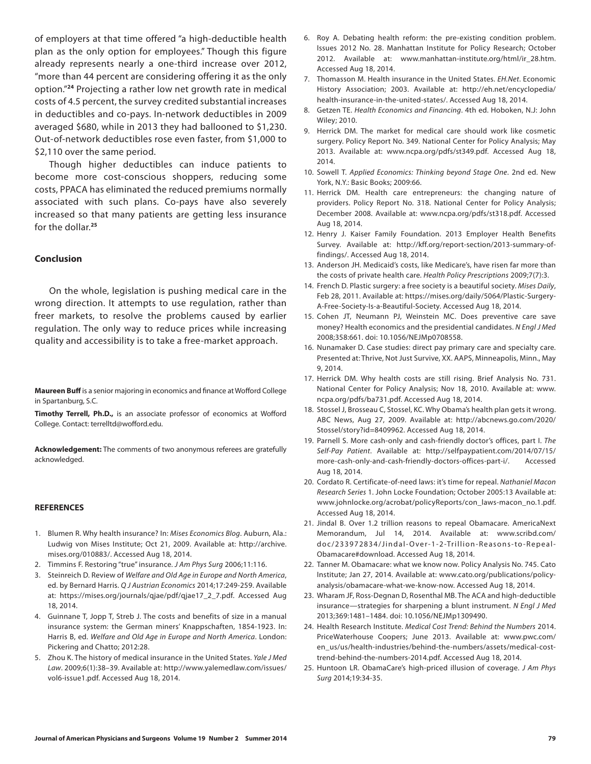of employers at that time offered "a high-deductible health plan as the only option for employees." Though this figure already represents nearly a one-third increase over 2012, "more than 44 percent are considering offering it as the only option."[24] Projecting a rather low net growth rate in medical costs of 4.5 percent, the survey credited substantial increases in deductibles and co-pays. In-network deductibles in 2009 averaged $680, while in 2013 they had ballooned to $1,230. Out-of-network deductibles rose even faster, from $1,000 to $2,110 over the same period.

Though higher deductibles can induce patients to become more cost-conscious shoppers, reducing some costs, PPACA has eliminated the reduced premiums normally associated with such plans. Co-pays have also severely increased so that many patients are getting less insurance for the dollar.[25]

## Conclusion

On the whole, legislation is pushing medical care in the wrong direction. It attempts to use regulation, rather than freer markets, to resolve the problems caused by earlier regulation. The only way to reduce prices while increasing quality and accessibility is to take a free-market approach.

**Maureen Buff** is a senior majoring in economics and finance at Wofford College in Spartanburg, S.C.

**Timothy Terrell, Ph.D.,** is an associate professor of economics at Wofford College. Contact: terrelltd@wofford.edu.

**Acknowledgement:** The comments of two anonymous referees are gratefully acknowledged.

## REFERENCES

1. Blumen R. Why health insurance? In: *Mises Economics Blog*. Auburn, Ala.: Ludwig von Mises Institute; Oct 21, 2009. Available at: http://archive.mises.org/010883/. Accessed Aug 18, 2014.
2. Timmins F. Restoring "true" insurance. *J Am Phys Surg* 2006;11:116.
3. Steinreich D. Review of *Welfare and Old Age in Europe and North America*, ed. by Bernard Harris. *Q J Austrian Economics* 2014;17:249-259. Available at: https://mises.org/journals/qjae/pdf/qjae17_2_7.pdf. Accessed Aug 18, 2014.
4. Guinnane T, Jopp T, Streb J. The costs and benefits of size in a manual insurance system: the German miners' Knappschaften, 1854-1923. In: Harris B, ed. *Welfare and Old Age in Europe and North America*. London: Pickering and Chatto; 2012:28.
5. Zhou K. The history of medical insurance in the United States. *Yale J Med Law*. 2009;6(1):38–39. Available at: http://www.yalemedlaw.com/issues/vol6-issue1.pdf. Accessed Aug 18, 2014.
6. Roy A. Debating health reform: the pre-existing condition problem. Issues 2012 No. 28. Manhattan Institute for Policy Research; October 2012. Available at: www.manhattan-institute.org/html/ir_28.htm. Accessed Aug 18, 2014.
7. Thomasson M. Health insurance in the United States. *EH.Net*. Economic History Association; 2003. Available at: http://eh.net/encyclopedia/health-insurance-in-the-united-states/. Accessed Aug 18, 2014.
8. Getzen TE. *Health Economics and Financing*. 4th ed. Hoboken, N.J: John Wiley; 2010.
9. Herrick DM. The market for medical care should work like cosmetic surgery. Policy Report No. 349. National Center for Policy Analysis; May 2013. Available at: www.ncpa.org/pdfs/st349.pdf. Accessed Aug 18, 2014.
10. Sowell T. *Applied Economics: Thinking beyond Stage One*. 2nd ed. New York, N.Y.: Basic Books; 2009:66.
11. Herrick DM. Health care entrepreneurs: the changing nature of providers. Policy Report No. 318. National Center for Policy Analysis; December 2008. Available at: www.ncpa.org/pdfs/st318.pdf. Accessed Aug 18, 2014.
12. Henry J. Kaiser Family Foundation. 2013 Employer Health Benefits Survey. Available at: http://kff.org/report-section/2013-summary-of-findings/. Accessed Aug 18, 2014.
13. Anderson JH. Medicaid's costs, like Medicare's, have risen far more than the costs of private health care. *Health Policy Prescriptions* 2009;7(7):3.
14. French D. Plastic surgery: a free society is a beautiful society. *Mises Daily*, Feb 28, 2011. Available at: https://mises.org/daily/5064/Plastic-Surgery-A-Free-Society-Is-a-Beautiful-Society. Accessed Aug 18, 2014.
15. Cohen JT, Neumann PJ, Weinstein MC. Does preventive care save money? Health economics and the presidential candidates. *N Engl J Med* 2008;358:661. doi: 10.1056/NEJMp0708558.
16. Nunamaker D. Case studies: direct pay primary care and specialty care. Presented at: Thrive, Not Just Survive, XX. AAPS, Minneapolis, Minn., May 9, 2014.
17. Herrick DM. Why health costs are still rising. Brief Analysis No. 731. National Center for Policy Analysis; Nov 18, 2010. Available at: www.ncpa.org/pdfs/ba731.pdf. Accessed Aug 18, 2014.
18. Stossel J, Brosseau C, Stossel, KC. Why Obama's health plan gets it wrong. ABC News, Aug 27, 2009. Available at: http://abcnews.go.com/2020/Stossel/story?id=8409962. Accessed Aug 18, 2014.
19. Parnell S. More cash-only and cash-friendly doctor's offices, part I. *The Self-Pay Patient*. Available at: http://selfpaypatient.com/2014/07/15/more-cash-only-and-cash-friendly-doctors-offices-part-i/. Accessed Aug 18, 2014.
20. Cordato R. Certificate-of-need laws: it's time for repeal. *Nathaniel Macon Research Series* 1. John Locke Foundation; October 2005:13 Available at: www.johnlocke.org/acrobat/policyReports/con_laws-macon_no.1.pdf. Accessed Aug 18, 2014.
21. Jindal B. Over 1.2 trillion reasons to repeal Obamacare. AmericaNext Memorandum, Jul 14, 2014. Available at: www.scribd.com/doc/233972834/Jindal-Over-1-2-Trillion-Reasons-to-Repeal-Obamacare#download. Accessed Aug 18, 2014.
22. Tanner M. Obamacare: what we know now. Policy Analysis No. 745. Cato Institute; Jan 27, 2014. Available at: www.cato.org/publications/policy-analysis/obamacare-what-we-know-now. Accessed Aug 18, 2014.
23. Wharam JF, Ross-Degnan D, Rosenthal MB. The ACA and high-deductible insurance—strategies for sharpening a blunt instrument. *N Engl J Med* 2013;369:1481–1484. doi: 10.1056/NEJMp1309490.
24. Health Research Institute. *Medical Cost Trend: Behind the Numbers* 2014. PriceWaterhouse Coopers; June 2013. Available at: www.pwc.com/en_us/us/health-industries/behind-the-numbers/assets/medical-cost-trend-behind-the-numbers-2014.pdf. Accessed Aug 18, 2014.
25. Huntoon LR. ObamaCare's high-priced illusion of coverage. *J Am Phys Surg* 2014;19:34-35.